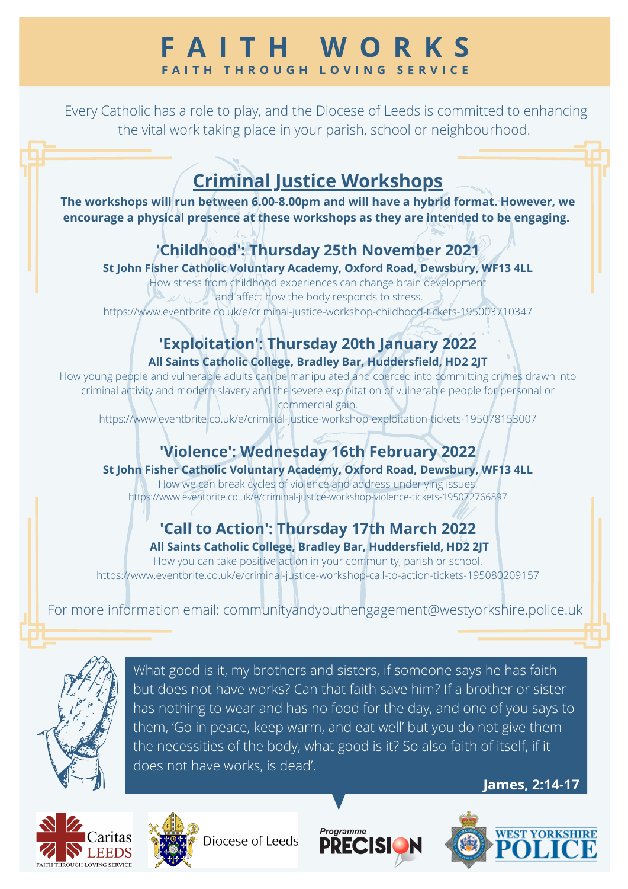# FAITH WORKS

**FAITH THROUGH LOVING SERVICE**

Every Catholic has a role to play, and the Diocese of Leeds is committed to enhancing the vital work taking place in your parish, school or neighbourhood.

## Criminal Justice Workshops

**The workshops will run between 6.00-8.00pm and will have a hybrid format. However, we encourage a physical presence at these workshops as they are intended to be engaging.**

### 'Childhood': Thursday 25th November 2021

**St John Fisher Catholic Voluntary Academy, Oxford Road, Dewsbury, WF13 4LL**

How stress from childhood experiences can change brain development and affect how the body responds to stress.

https://www.eventbrite.co.uk/e/criminal-justice-workshop-childhood-tickets-195003710347

### 'Exploitation': Thursday 20th January 2022

**All Saints Catholic College, Bradley Bar, Huddersfield, HD2 2JT**

How young people and vulnerable adults can be manipulated and coerced into committing crimes drawn into criminal activity and modern slavery and the severe exploitation of vulnerable people for personal or commercial gain.

https://www.eventbrite.co.uk/e/criminal-justice-workshop-exploitation-tickets-195078153007

### 'Violence': Wednesday 16th February 2022

**St John Fisher Catholic Voluntary Academy, Oxford Road, Dewsbury, WF13 4LL**

How we can break cycles of violence and address underlying issues.

https://www.eventbrite.co.uk/e/criminal-justice-workshop-violence-tickets-195072766897

### 'Call to Action': Thursday 17th March 2022

**All Saints Catholic College, Bradley Bar, Huddersfield, HD2 2JT**

How you can take positive action in your community, parish or school.

https://www.eventbrite.co.uk/e/criminal-justice-workshop-call-to-action-tickets-195080209157

For more information email: communityandyouthengagement@westyorkshire.police.uk

What good is it, my brothers and sisters, if someone says he has faith but does not have works? Can that faith save him? If a brother or sister has nothing to wear and has no food for the day, and one of you says to them, 'Go in peace, keep warm, and eat well' but you do not give them the necessities of the body, what good is it? So also faith of itself, if it does not have works, is dead'.

**James, 2:14-17**

Caritas LEEDS – FAITH THROUGH LOVING SERVICE | Diocese of Leeds | Programme PRECISION | WEST YORKSHIRE POLICE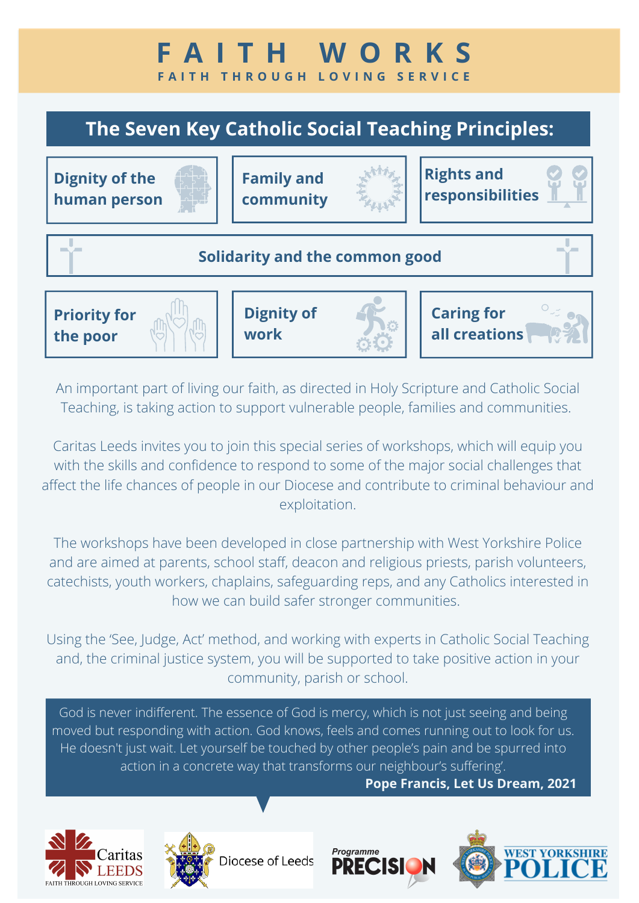# FAITH WORKS

**FAITH THROUGH LOVING SERVICE**

## The Seven Key Catholic Social Teaching Principles:

- Dignity of the human person
- Family and community
- Rights and responsibilities
- Solidarity and the common good
- Priority for the poor
- Dignity of work
- Caring for all creations

An important part of living our faith, as directed in Holy Scripture and Catholic Social Teaching, is taking action to support vulnerable people, families and communities.

Caritas Leeds invites you to join this special series of workshops, which will equip you with the skills and confidence to respond to some of the major social challenges that affect the life chances of people in our Diocese and contribute to criminal behaviour and exploitation.

The workshops have been developed in close partnership with West Yorkshire Police and are aimed at parents, school staff, deacon and religious priests, parish volunteers, catechists, youth workers, chaplains, safeguarding reps, and any Catholics interested in how we can build safer stronger communities.

Using the 'See, Judge, Act' method, and working with experts in Catholic Social Teaching and, the criminal justice system, you will be supported to take positive action in your community, parish or school.

> God is never indifferent. The essence of God is mercy, which is not just seeing and being moved but responding with action. God knows, feels and comes running out to look for us. He doesn't just wait. Let yourself be touched by other people's pain and be spurred into action in a concrete way that transforms our neighbour's suffering'.
>
> **Pope Francis, Let Us Dream, 2021**

Caritas LEEDS – FAITH THROUGH LOVING SERVICE | Diocese of Leeds | Programme PRECISION | WEST YORKSHIRE POLICE